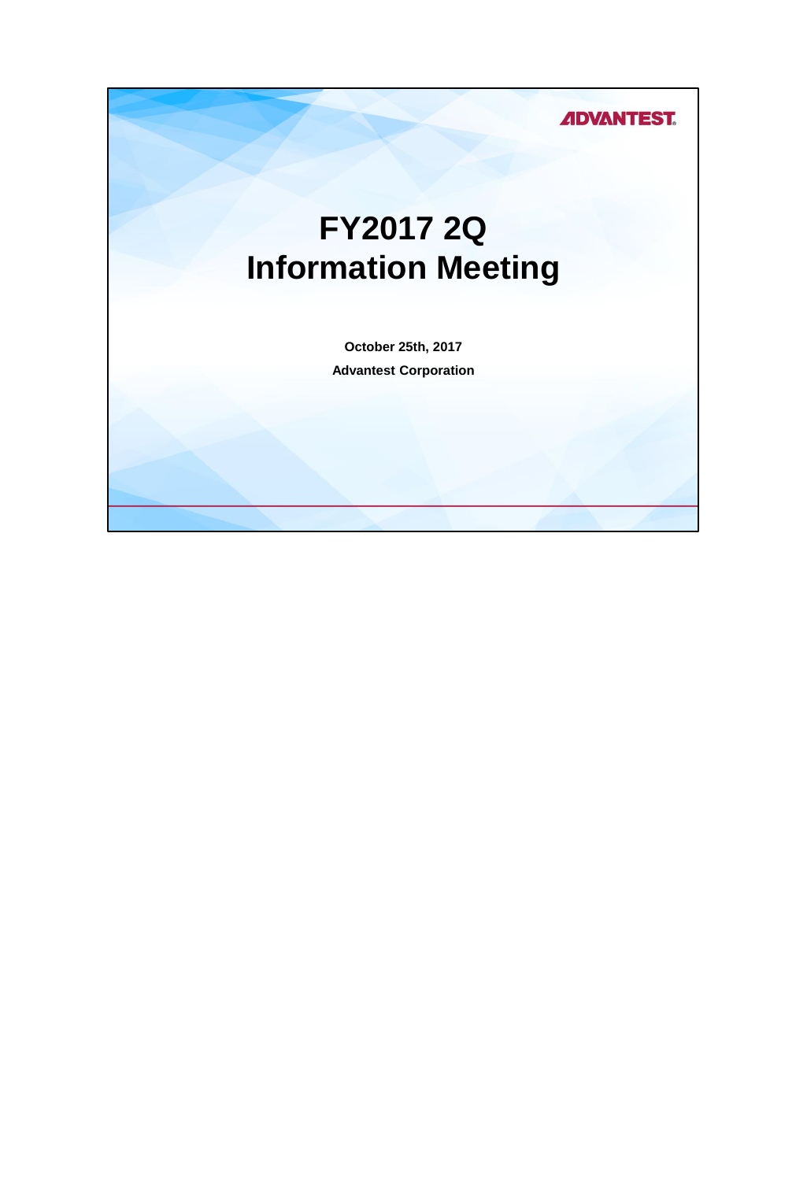ADVANTEST

# FY2017 2Q
# Information Meeting

**October 25th, 2017**

**Advantest Corporation**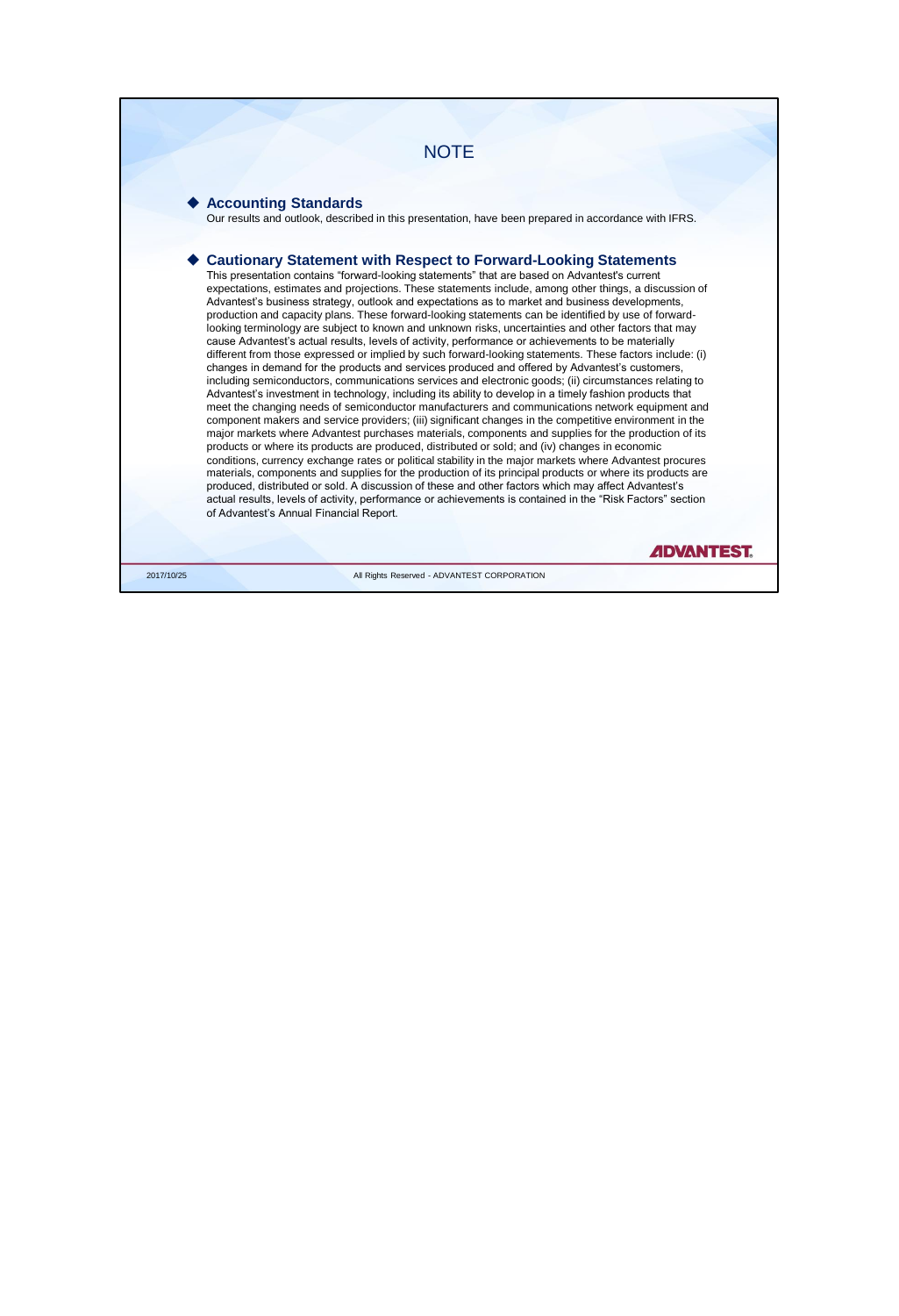# NOTE

## Accounting Standards

Our results and outlook, described in this presentation, have been prepared in accordance with IFRS.

## Cautionary Statement with Respect to Forward-Looking Statements

This presentation contains "forward-looking statements" that are based on Advantest's current expectations, estimates and projections. These statements include, among other things, a discussion of Advantest's business strategy, outlook and expectations as to market and business developments, production and capacity plans. These forward-looking statements can be identified by use of forward-looking terminology are subject to known and unknown risks, uncertainties and other factors that may cause Advantest's actual results, levels of activity, performance or achievements to be materially different from those expressed or implied by such forward-looking statements. These factors include: (i) changes in demand for the products and services produced and offered by Advantest's customers, including semiconductors, communications services and electronic goods; (ii) circumstances relating to Advantest's investment in technology, including its ability to develop in a timely fashion products that meet the changing needs of semiconductor manufacturers and communications network equipment and component makers and service providers; (iii) significant changes in the competitive environment in the major markets where Advantest purchases materials, components and supplies for the production of its products or where its products are produced, distributed or sold; and (iv) changes in economic conditions, currency exchange rates or political stability in the major markets where Advantest procures materials, components and supplies for the production of its principal products or where its products are produced, distributed or sold. A discussion of these and other factors which may affect Advantest's actual results, levels of activity, performance or achievements is contained in the "Risk Factors" section of Advantest's Annual Financial Report.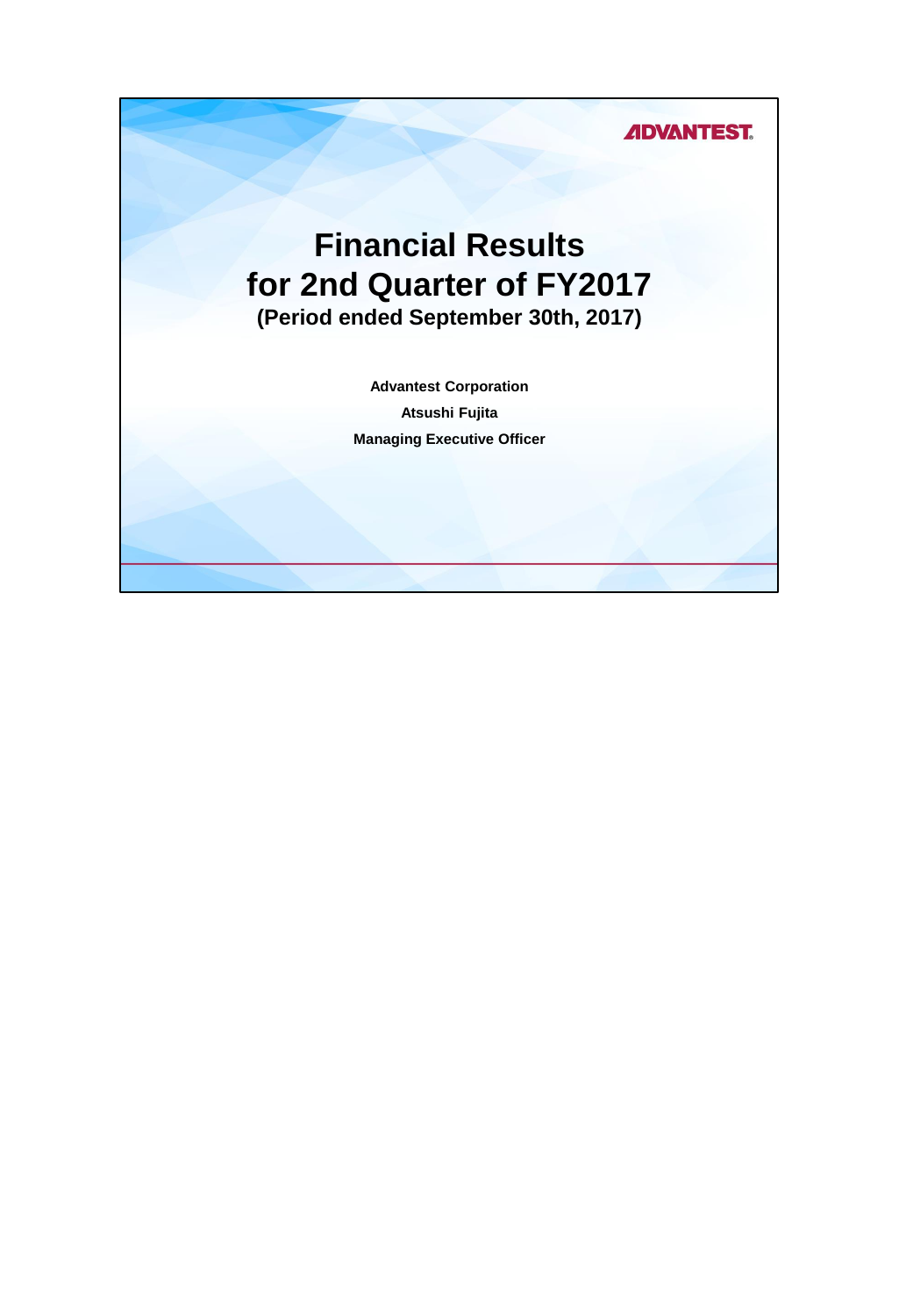ADVANTEST

# Financial Results for 2nd Quarter of FY2017

**(Period ended September 30th, 2017)**

**Advantest Corporation**

**Atsushi Fujita**

**Managing Executive Officer**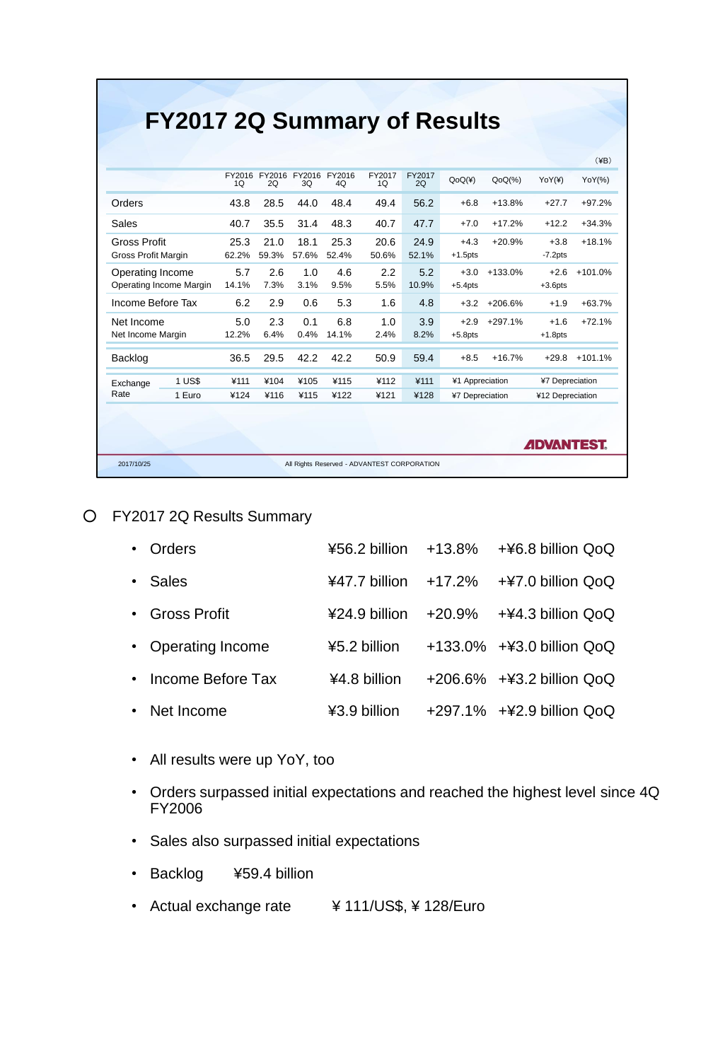# FY2017 2Q Summary of Results

(¥B)

| | FY2016 1Q | FY2016 2Q | FY2016 3Q | FY2016 4Q | FY2017 1Q | FY2017 2Q | QoQ(¥) | QoQ(%) | YoY(¥) | YoY(%) |
|---|---|---|---|---|---|---|---|---|---|---|
| Orders | 43.8 | 28.5 | 44.0 | 48.4 | 49.4 | 56.2 | +6.8 | +13.8% | +27.7 | +97.2% |
| Sales | 40.7 | 35.5 | 31.4 | 48.3 | 40.7 | 47.7 | +7.0 | +17.2% | +12.2 | +34.3% |
| Gross Profit | 25.3 | 21.0 | 18.1 | 25.3 | 20.6 | 24.9 | +4.3 | +20.9% | +3.8 | +18.1% |
| Gross Profit Margin | 62.2% | 59.3% | 57.6% | 52.4% | 50.6% | 52.1% | +1.5pts | | -7.2pts | |
| Operating Income | 5.7 | 2.6 | 1.0 | 4.6 | 2.2 | 5.2 | +3.0 | +133.0% | +2.6 | +101.0% |
| Operating Income Margin | 14.1% | 7.3% | 3.1% | 9.5% | 5.5% | 10.9% | +5.4pts | | +3.6pts | |
| Income Before Tax | 6.2 | 2.9 | 0.6 | 5.3 | 1.6 | 4.8 | +3.2 | +206.6% | +1.9 | +63.7% |
| Net Income | 5.0 | 2.3 | 0.1 | 6.8 | 1.0 | 3.9 | +2.9 | +297.1% | +1.6 | +72.1% |
| Net Income Margin | 12.2% | 6.4% | 0.4% | 14.1% | 2.4% | 8.2% | +5.8pts | | +1.8pts | |
| Backlog | 36.5 | 29.5 | 42.2 | 42.2 | 50.9 | 59.4 | +8.5 | +16.7% | +29.8 | +101.1% |
| Exchange Rate 1 US$ | ¥111 | ¥104 | ¥105 | ¥115 | ¥112 | ¥111 | ¥1 Appreciation | | ¥7 Depreciation | |
| Exchange Rate 1 Euro | ¥124 | ¥116 | ¥115 | ¥122 | ¥121 | ¥128 | ¥7 Depreciation | | ¥12 Depreciation | |

ADVANTEST

2017/10/25 All Rights Reserved - ADVANTEST CORPORATION

## FY2017 2Q Results Summary

- Orders ¥56.2 billion +13.8% +¥6.8 billion QoQ
- Sales ¥47.7 billion +17.2% +¥7.0 billion QoQ
- Gross Profit ¥24.9 billion +20.9% +¥4.3 billion QoQ
- Operating Income ¥5.2 billion +133.0% +¥3.0 billion QoQ
- Income Before Tax ¥4.8 billion +206.6% +¥3.2 billion QoQ
- Net Income ¥3.9 billion +297.1% +¥2.9 billion QoQ

- All results were up YoY, too
- Orders surpassed initial expectations and reached the highest level since 4Q FY2006
- Sales also surpassed initial expectations
- Backlog ¥59.4 billion
- Actual exchange rate ¥ 111/US$, ¥ 128/Euro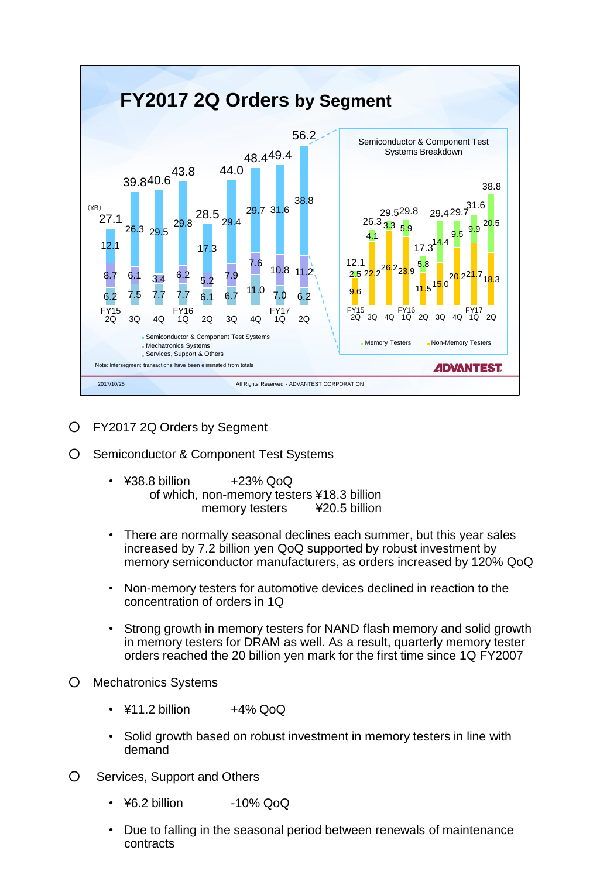## FY2017 2Q Orders by Segment

(¥B)

| | FY15 2Q | 3Q | 4Q | FY16 1Q | 2Q | 3Q | 4Q | FY17 1Q | 2Q |
|---|---|---|---|---|---|---|---|---|---|
| Semiconductor & Component Test Systems | 12.1 | 26.3 | 29.5 | 29.8 | 17.3 | 29.4 | 29.7 | 31.6 | 38.8 |
| Mechatronics Systems | 8.7 | 6.1 | 3.4 | 6.2 | 5.2 | 7.9 | 7.6 | 10.8 | 11.2 |
| Services, Support & Others | 6.2 | 7.5 | 7.7 | 7.7 | 6.1 | 6.7 | 11.0 | 7.0 | 6.2 |
| Total | 27.1 | 39.8 | 40.6 | 43.8 | 28.5 | 44.0 | 48.4 | 49.4 | 56.2 |

**Semiconductor & Component Test Systems Breakdown**

| | FY15 2Q | 3Q | 4Q | FY16 1Q | 2Q | 3Q | 4Q | FY17 1Q | 2Q |
|---|---|---|---|---|---|---|---|---|---|
| Memory Testers | 2.5 | 4.1 | 3.3 | 5.9 | 5.8 | 14.4 | 9.5 | 9.9 | 20.5 |
| Non-Memory Testers | 9.6 | 22.2 | 26.2 | 23.9 | 11.5 | 15.0 | 20.2 | 21.7 | 18.3 |
| Total | 12.1 | 26.3 | 29.5 | 29.8 | 17.3 | 29.4 | 29.7 | 31.6 | 38.8 |

Note: Intersegment transactions have been eliminated from totals

- FY2017 2Q Orders by Segment
- Semiconductor & Component Test Systems
  - ¥38.8 billion +23% QoQ
    of which, non-memory testers ¥18.3 billion
    memory testers ¥20.5 billion
  - There are normally seasonal declines each summer, but this year sales increased by 7.2 billion yen QoQ supported by robust investment by memory semiconductor manufacturers, as orders increased by 120% QoQ
  - Non-memory testers for automotive devices declined in reaction to the concentration of orders in 1Q
  - Strong growth in memory testers for NAND flash memory and solid growth in memory testers for DRAM as well. As a result, quarterly memory tester orders reached the 20 billion yen mark for the first time since 1Q FY2007
- Mechatronics Systems
  - ¥11.2 billion +4% QoQ
  - Solid growth based on robust investment in memory testers in line with demand
- Services, Support and Others
  - ¥6.2 billion -10% QoQ
  - Due to falling in the seasonal period between renewals of maintenance contracts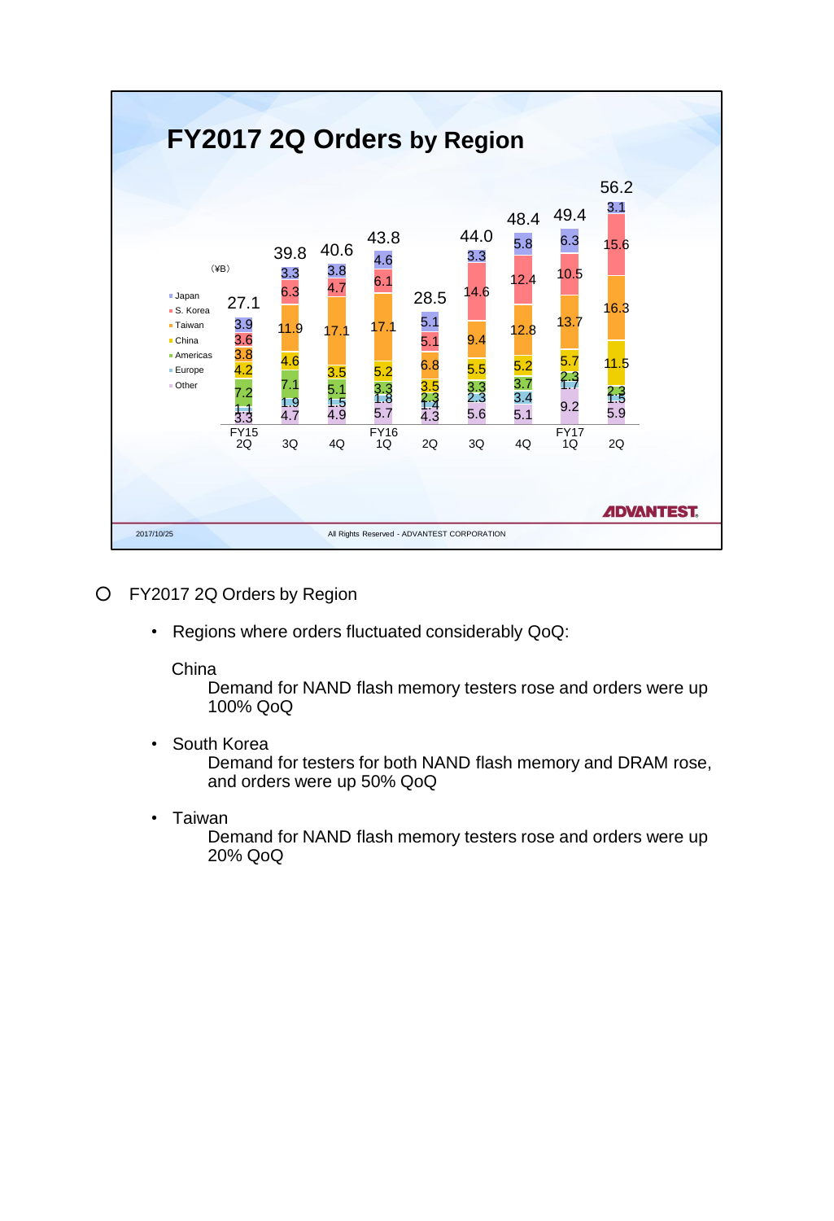## FY2017 2Q Orders by Region

(¥B)

| Region | FY15 2Q | 3Q | 4Q | FY16 1Q | 2Q | 3Q | 4Q | FY17 1Q | 2Q |
|---|---|---|---|---|---|---|---|---|---|
| Japan | 3.9 | 3.3 | 3.8 | 4.6 | 5.1 | 3.3 | 5.8 | 6.3 | 3.1 |
| S. Korea | 3.6 | 6.3 | 4.7 | 6.1 | 5.1 | 14.6 | 12.4 | 10.5 | 15.6 |
| Taiwan | 3.8 | 11.9 | 17.1 | 17.1 | 6.8 | 9.4 | 12.8 | 13.7 | 16.3 |
| China | 4.2 | 4.6 | 3.5 | 5.2 | 3.5 | 5.5 | 5.2 | 5.7 | 11.5 |
| Americas | 7.2 | 7.1 | 5.1 | 3.3 | 2.3 | 3.3 | 3.7 | 2.3 | 2.3 |
| Europe | 1.1 | 1.9 | 1.5 | 1.8 | 1.4 | 2.3 | 3.4 | 1.7 | 1.5 |
| Other | 3.3 | 4.7 | 4.9 | 5.7 | 4.3 | 5.6 | 5.1 | 9.2 | 5.9 |
| Total | 27.1 | 39.8 | 40.6 | 43.8 | 28.5 | 44.0 | 48.4 | 49.4 | 56.2 |

ADVANTEST

2017/10/25 All Rights Reserved - ADVANTEST CORPORATION

- FY2017 2Q Orders by Region
  - Regions where orders fluctuated considerably QoQ:

    China
    Demand for NAND flash memory testers rose and orders were up 100% QoQ

  - South Korea
    Demand for testers for both NAND flash memory and DRAM rose, and orders were up 50% QoQ

  - Taiwan
    Demand for NAND flash memory testers rose and orders were up 20% QoQ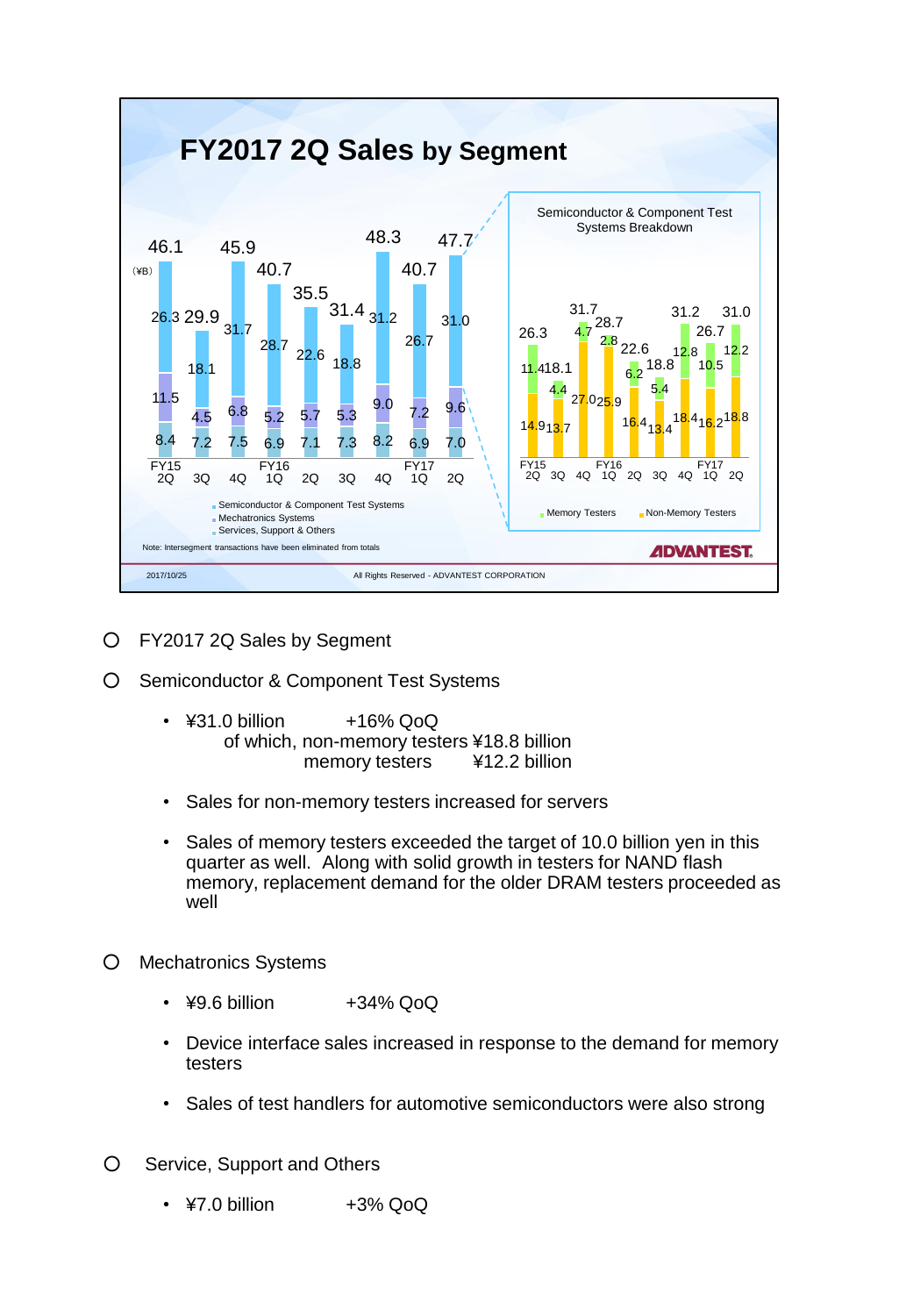## FY2017 2Q Sales by Segment

(¥B)

| | FY15 2Q | 3Q | 4Q | FY16 1Q | 2Q | 3Q | 4Q | FY17 1Q | 2Q |
|---|---|---|---|---|---|---|---|---|---|
| Total | 46.1 | 29.9 | 45.9 | 40.7 | 35.5 | 31.4 | 48.3 | 40.7 | 47.7 |
| Semiconductor & Component Test Systems | 26.3 | 18.1 | 31.7 | 28.7 | 22.6 | 18.8 | 31.2 | 26.7 | 31.0 |
| Mechatronics Systems | 11.5 | 4.5 | 6.8 | 5.2 | 5.7 | 5.3 | 9.0 | 7.2 | 9.6 |
| Services, Support & Others | 8.4 | 7.2 | 7.5 | 6.9 | 7.1 | 7.3 | 8.2 | 6.9 | 7.0 |

Semiconductor & Component Test Systems Breakdown

| | FY15 2Q | 3Q | 4Q | FY16 1Q | 2Q | 3Q | 4Q | FY17 1Q | 2Q |
|---|---|---|---|---|---|---|---|---|---|
| Total | 26.3 | 18.1 | 31.7 | 28.7 | 22.6 | 18.8 | 31.2 | 26.7 | 31.0 |
| Memory Testers | 11.4 | 4.4 | 4.7 | 2.8 | 6.2 | 5.4 | 12.8 | 10.5 | 12.2 |
| Non-Memory Testers | 14.9 | 13.7 | 27.0 | 25.9 | 16.4 | 13.4 | 18.4 | 16.2 | 18.8 |

Note: Intersegment transactions have been eliminated from totals

- FY2017 2Q Sales by Segment
- Semiconductor & Component Test Systems
  - ¥31.0 billion +16% QoQ
    of which, non-memory testers ¥18.8 billion
    memory testers ¥12.2 billion
  - Sales for non-memory testers increased for servers
  - Sales of memory testers exceeded the target of 10.0 billion yen in this quarter as well. Along with solid growth in testers for NAND flash memory, replacement demand for the older DRAM testers proceeded as well
- Mechatronics Systems
  - ¥9.6 billion +34% QoQ
  - Device interface sales increased in response to the demand for memory testers
  - Sales of test handlers for automotive semiconductors were also strong
- Service, Support and Others
  - ¥7.0 billion +3% QoQ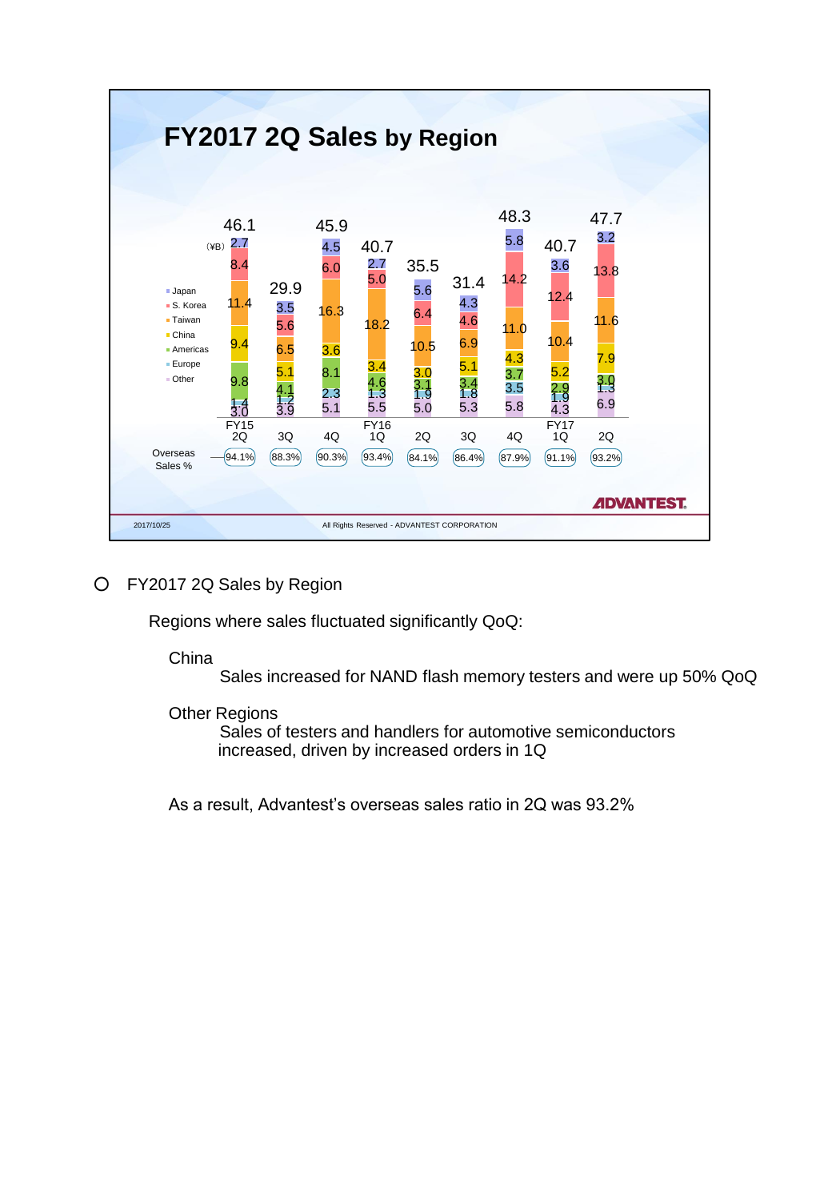# FY2017 2Q Sales by Region

(¥B)

| | FY15 2Q | 3Q | 4Q | FY16 1Q | 2Q | 3Q | 4Q | FY17 1Q | 2Q |
|---|---|---|---|---|---|---|---|---|---|
| Total | 46.1 | 29.9 | 45.9 | 40.7 | 35.5 | 31.4 | 48.3 | 40.7 | 47.7 |
| Japan | 2.7 | 3.5 | 4.5 | 2.7 | 5.6 | 4.3 | 5.8 | 3.6 | 3.2 |
| S. Korea | 8.4 | 5.6 | 6.0 | 5.0 | 6.4 | 4.6 | 14.2 | 12.4 | 13.8 |
| Taiwan | 11.4 | 6.5 | 16.3 | 18.2 | 10.5 | 6.9 | 11.0 | 10.4 | 11.6 |
| China | 9.4 | 5.1 | 3.6 | 3.4 | 3.0 | 5.1 | 4.3 | 5.2 | 7.9 |
| Americas | 9.8 | 4.1 | 8.1 | 4.6 | 3.1 | 3.4 | 3.7 | 2.9 | 3.0 |
| Europe | 1.4 | 1.2 | 2.3 | 1.3 | 1.9 | 1.8 | 3.5 | 1.9 | 1.3 |
| Other | 3.0 | 3.9 | 5.1 | 5.5 | 5.0 | 5.3 | 5.8 | 4.3 | 6.9 |
| Overseas Sales % | 94.1% | 88.3% | 90.3% | 93.4% | 84.1% | 86.4% | 87.9% | 91.1% | 93.2% |

ADVANTEST

2017/10/25 All Rights Reserved - ADVANTEST CORPORATION

- FY2017 2Q Sales by Region

Regions where sales fluctuated significantly QoQ:

China

Sales increased for NAND flash memory testers and were up 50% QoQ

Other Regions

Sales of testers and handlers for automotive semiconductors increased, driven by increased orders in 1Q

As a result, Advantest's overseas sales ratio in 2Q was 93.2%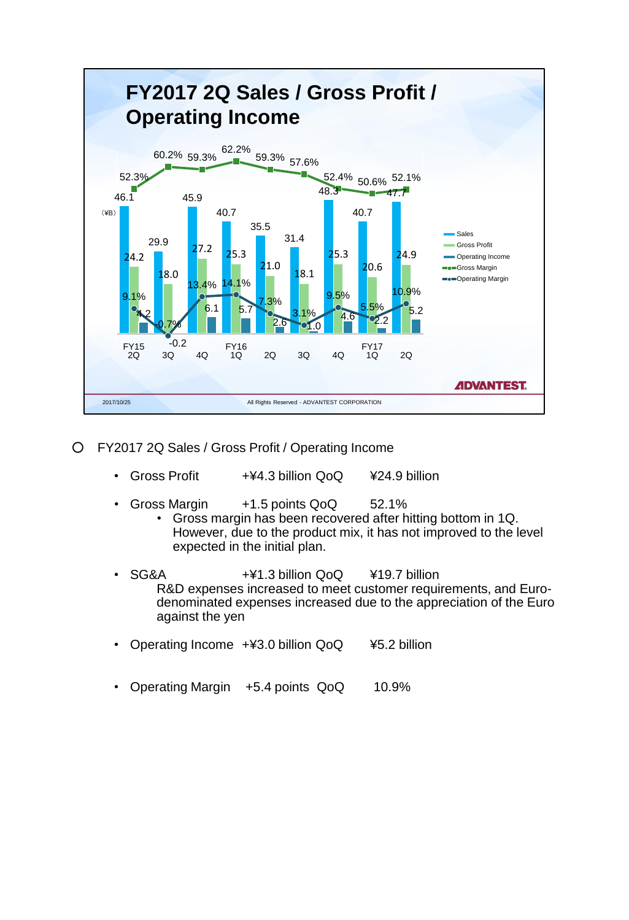# FY2017 2Q Sales / Gross Profit / Operating Income

(¥B)

| | FY15 2Q | 3Q | 4Q | FY16 1Q | 2Q | 3Q | 4Q | FY17 1Q | 2Q |
|---|---|---|---|---|---|---|---|---|---|
| Sales | 46.1 | 29.9 | 45.9 | 40.7 | 35.5 | 31.4 | 48.3 | 40.7 | 47.7 |
| Gross Profit | 24.2 | 18.0 | 27.2 | 25.3 | 21.0 | 18.1 | 25.3 | 20.6 | 24.9 |
| Operating Income | 4.2 | -0.2 | 6.1 | 5.7 | 2.6 | 1.0 | 4.6 | 2.2 | 5.2 |
| Gross Margin | 52.3% | 60.2% | 59.3% | 62.2% | 59.3% | 57.6% | 52.4% | 50.6% | 52.1% |
| Operating Margin | 9.1% | -0.7% | 13.4% | 14.1% | 7.3% | 3.1% | 9.5% | 5.5% | 10.9% |

2017/10/25 All Rights Reserved - ADVANTEST CORPORATION

○ FY2017 2Q Sales / Gross Profit / Operating Income

- Gross Profit +¥4.3 billion QoQ ¥24.9 billion
- Gross Margin +1.5 points QoQ 52.1%
  - Gross margin has been recovered after hitting bottom in 1Q. However, due to the product mix, it has not improved to the level expected in the initial plan.
- SG&A +¥1.3 billion QoQ ¥19.7 billion
  R&D expenses increased to meet customer requirements, and Euro-denominated expenses increased due to the appreciation of the Euro against the yen
- Operating Income +¥3.0 billion QoQ ¥5.2 billion
- Operating Margin +5.4 points QoQ 10.9%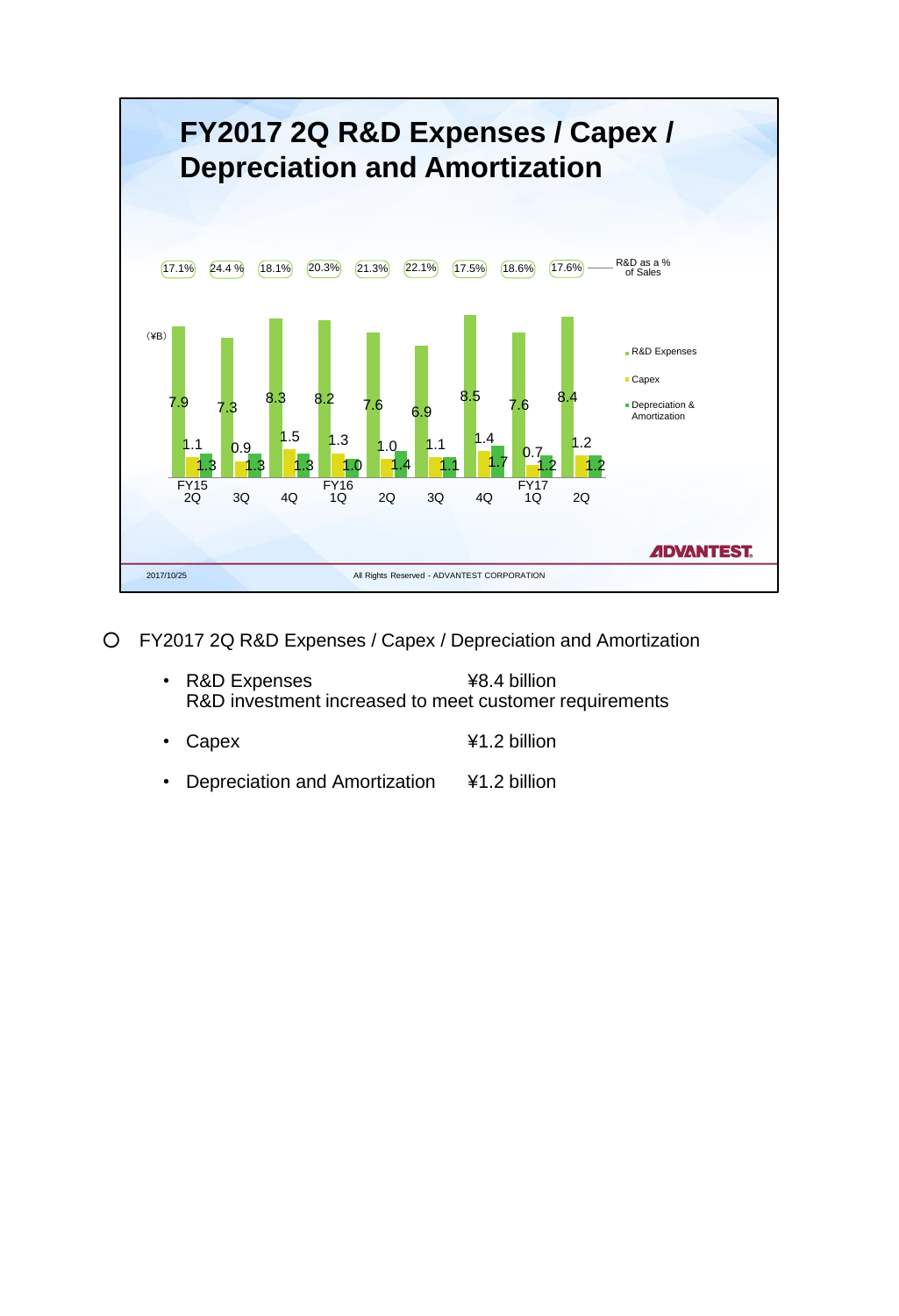# FY2017 2Q R&D Expenses / Capex / Depreciation and Amortization

(¥B)

| | FY15 2Q | 3Q | 4Q | FY16 1Q | 2Q | 3Q | 4Q | FY17 1Q | 2Q |
|---|---|---|---|---|---|---|---|---|---|
| R&D as a % of Sales | 17.1% | 24.4 % | 18.1% | 20.3% | 21.3% | 22.1% | 17.5% | 18.6% | 17.6% |
| R&D Expenses | 7.9 | 7.3 | 8.3 | 8.2 | 7.6 | 6.9 | 8.5 | 7.6 | 8.4 |
| Capex | 1.1 | 0.9 | 1.5 | 1.3 | 1.0 | 1.1 | 1.4 | 0.7 | 1.2 |
| Depreciation & Amortization | 1.3 | 1.3 | 1.3 | 1.0 | 1.4 | 1.1 | 1.7 | 1.2 | 1.2 |

2017/10/25 All Rights Reserved - ADVANTEST CORPORATION

○ FY2017 2Q R&D Expenses / Capex / Depreciation and Amortization

- R&D Expenses ¥8.4 billion
  R&D investment increased to meet customer requirements
- Capex ¥1.2 billion
- Depreciation and Amortization ¥1.2 billion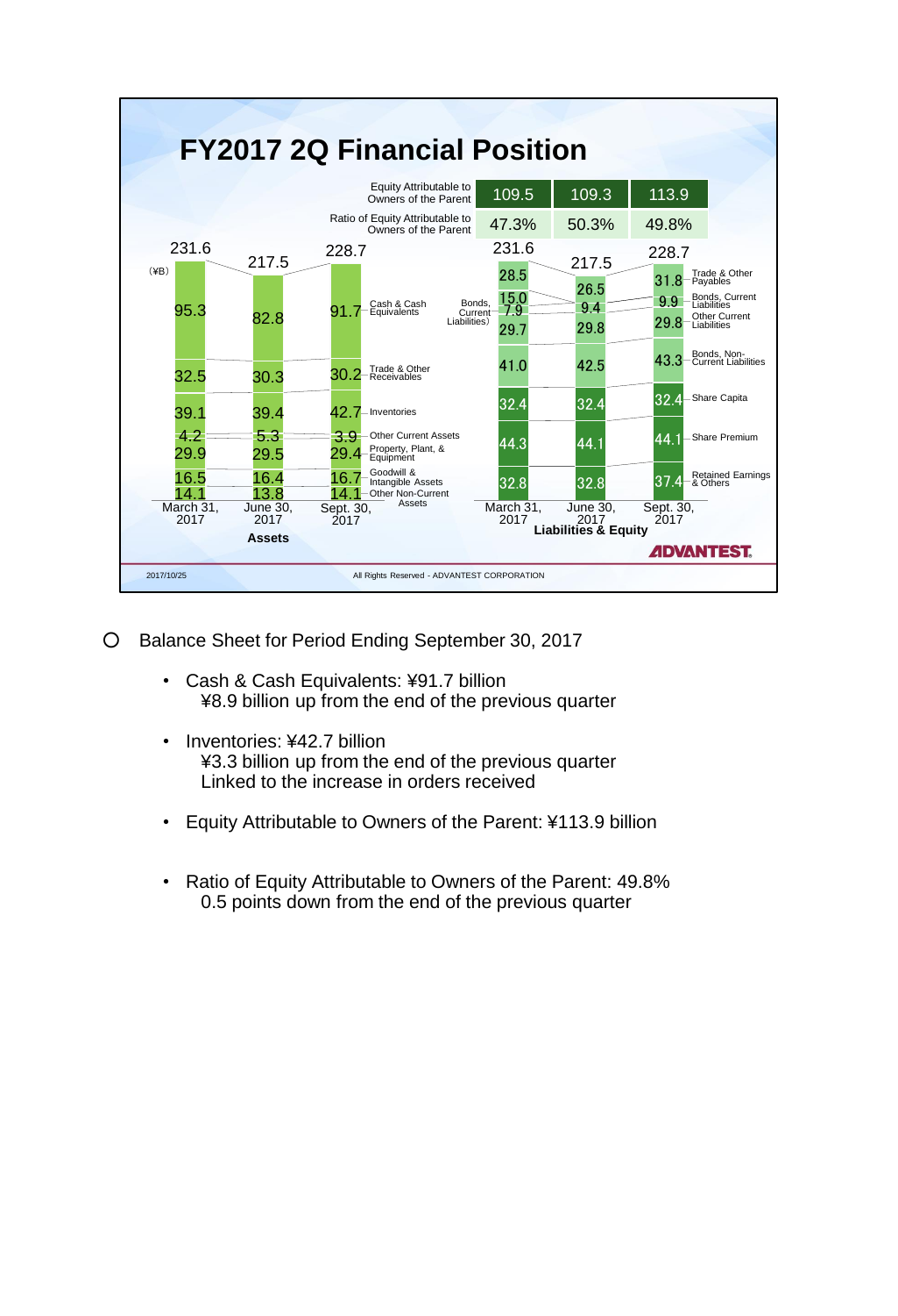# FY2017 2Q Financial Position

| | March 31, 2017 | June 30, 2017 | Sept. 30, 2017 |
|---|---|---|---|
| Equity Attributable to Owners of the Parent | 109.5 | 109.3 | 113.9 |
| Ratio of Equity Attributable to Owners of the Parent | 47.3% | 50.3% | 49.8% |

**Assets** (¥B)

| | March 31, 2017 | June 30, 2017 | Sept. 30, 2017 |
|---|---|---|---|
| Total | 231.6 | 217.5 | 228.7 |
| Cash & Cash Equivalents | 95.3 | 82.8 | 91.7 |
| Trade & Other Receivables | 32.5 | 30.3 | 30.2 |
| Inventories | 39.1 | 39.4 | 42.7 |
| Other Current Assets | 4.2 | 5.3 | 3.9 |
| Property, Plant, & Equipment | 29.9 | 29.5 | 29.4 |
| Goodwill & Intangible Assets | 16.5 | 16.4 | 16.7 |
| Other Non-Current Assets | 14.1 | 13.8 | 14.1 |

**Liabilities & Equity** (¥B)

| | March 31, 2017 | June 30, 2017 | Sept. 30, 2017 |
|---|---|---|---|
| Total | 231.6 | 217.5 | 228.7 |
| Trade & Other Payables | 28.5 | 26.5 | 31.8 |
| Bonds, Current Liabilities | 15.0 | 9.4 | 9.9 |
| Other Current Liabilities | 7.9 | | |
| Other Current Liabilities | 29.7 | 29.8 | 29.8 |
| Bonds, Non-Current Liabilities | 41.0 | 42.5 | 43.3 |
| Share Capita | 32.4 | 32.4 | 32.4 |
| Share Premium | 44.3 | 44.1 | 44.1 |
| Retained Earnings & Others | 32.8 | 32.8 | 37.4 |

- Balance Sheet for Period Ending September 30, 2017
  - Cash & Cash Equivalents: ¥91.7 billion
    ¥8.9 billion up from the end of the previous quarter
  - Inventories: ¥42.7 billion
    ¥3.3 billion up from the end of the previous quarter
    Linked to the increase in orders received
  - Equity Attributable to Owners of the Parent: ¥113.9 billion
  - Ratio of Equity Attributable to Owners of the Parent: 49.8%
    0.5 points down from the end of the previous quarter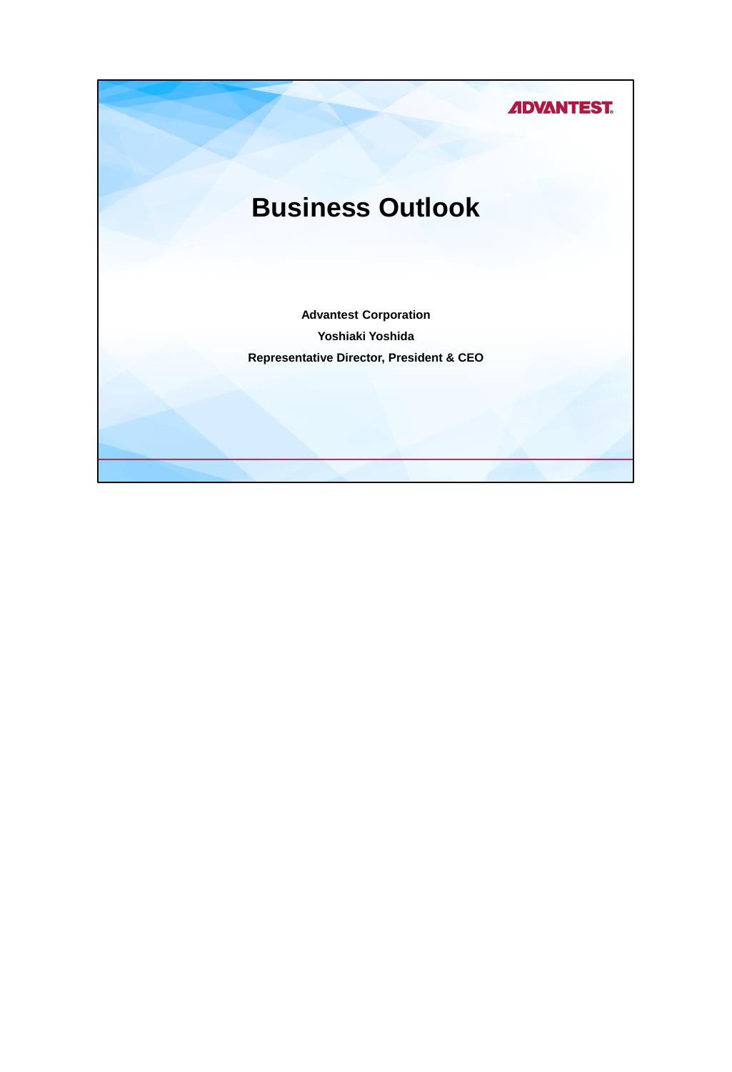# Business Outlook

**Advantest Corporation**

**Yoshiaki Yoshida**

**Representative Director, President & CEO**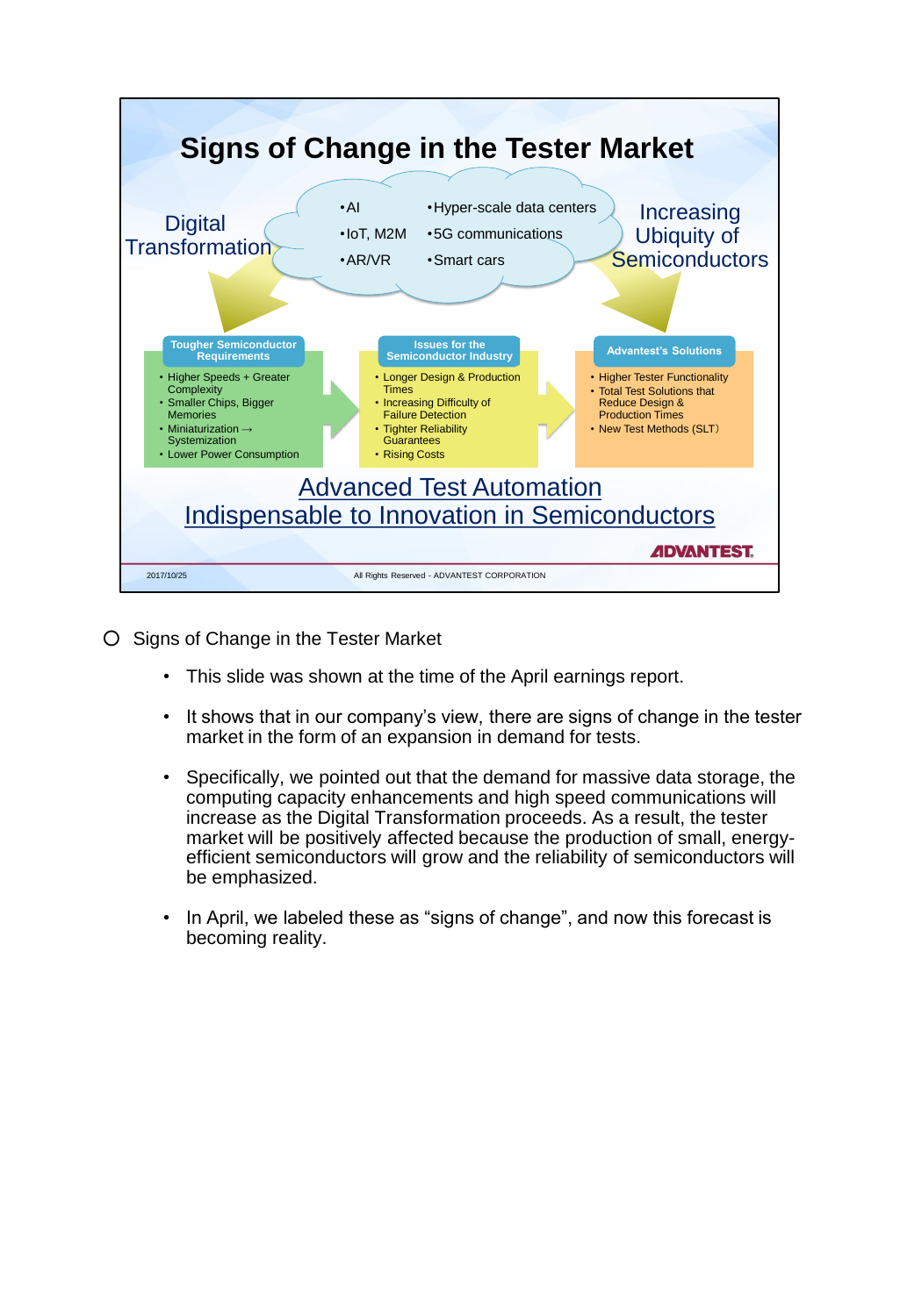# Signs of Change in the Tester Market

**Digital Transformation**

- AI
- IoT, M2M
- AR/VR
- Hyper-scale data centers
- 5G communications
- Smart cars

**Increasing Ubiquity of Semiconductors**

**Tougher Semiconductor Requirements**
- Higher Speeds + Greater Complexity
- Smaller Chips, Bigger Memories
- Miniaturization → Systemization
- Lower Power Consumption

**Issues for the Semiconductor Industry**
- Longer Design & Production Times
- Increasing Difficulty of Failure Detection
- Tighter Reliability Guarantees
- Rising Costs

**Advantest's Solutions**
- Higher Tester Functionality
- Total Test Solutions that Reduce Design & Production Times
- New Test Methods (SLT)

Advanced Test Automation
Indispensable to Innovation in Semiconductors

ADVANTEST

2017/10/25 All Rights Reserved - ADVANTEST CORPORATION

- Signs of Change in the Tester Market
  - This slide was shown at the time of the April earnings report.
  - It shows that in our company's view, there are signs of change in the tester market in the form of an expansion in demand for tests.
  - Specifically, we pointed out that the demand for massive data storage, the computing capacity enhancements and high speed communications will increase as the Digital Transformation proceeds. As a result, the tester market will be positively affected because the production of small, energy-efficient semiconductors will grow and the reliability of semiconductors will be emphasized.
  - In April, we labeled these as "signs of change", and now this forecast is becoming reality.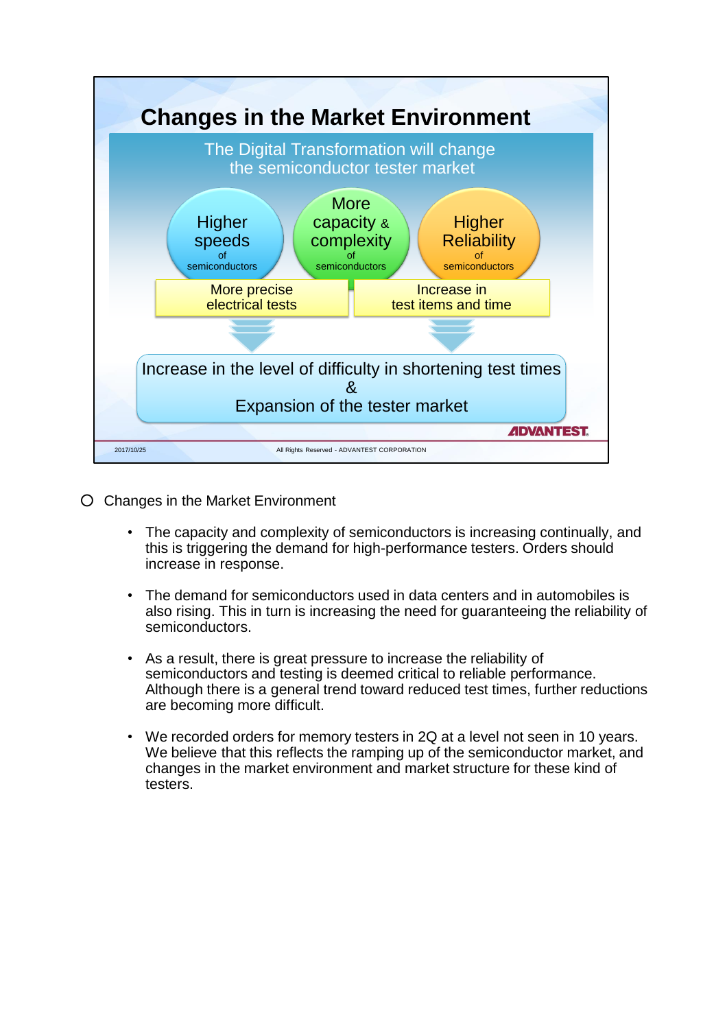## Changes in the Market Environment

The Digital Transformation will change the semiconductor tester market

- Higher speeds of semiconductors
- More capacity & complexity of semiconductors
- Higher Reliability of semiconductors

More precise electrical tests | Increase in test items and time

**Increase in the level of difficulty in shortening test times & Expansion of the tester market**

ADVANTEST

2017/10/25 — All Rights Reserved - ADVANTEST CORPORATION

---

○ Changes in the Market Environment

- The capacity and complexity of semiconductors is increasing continually, and this is triggering the demand for high-performance testers. Orders should increase in response.
- The demand for semiconductors used in data centers and in automobiles is also rising. This in turn is increasing the need for guaranteeing the reliability of semiconductors.
- As a result, there is great pressure to increase the reliability of semiconductors and testing is deemed critical to reliable performance. Although there is a general trend toward reduced test times, further reductions are becoming more difficult.
- We recorded orders for memory testers in 2Q at a level not seen in 10 years. We believe that this reflects the ramping up of the semiconductor market, and changes in the market environment and market structure for these kind of testers.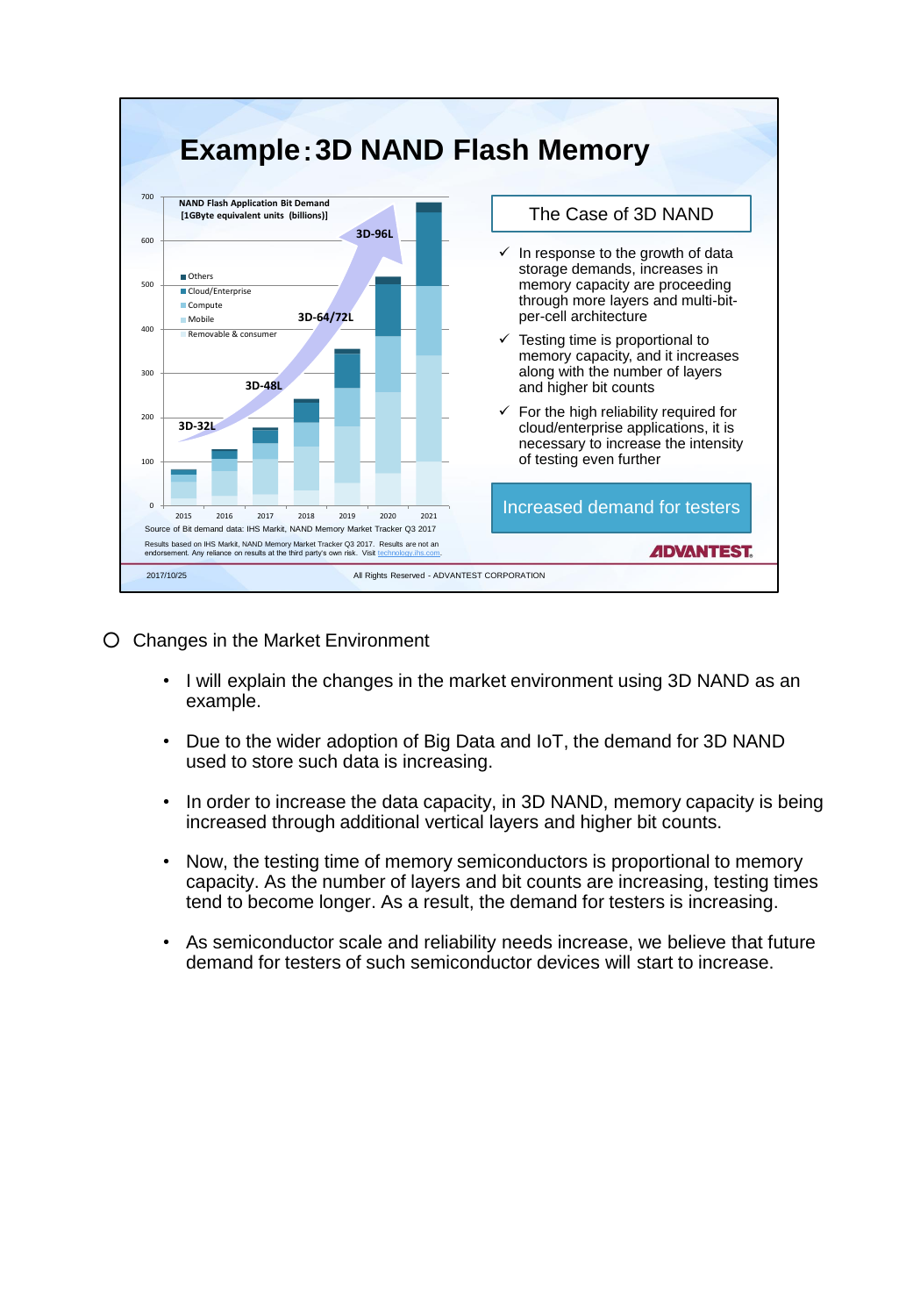# Example：3D NAND Flash Memory

NAND Flash Application Bit Demand
[1GByte equivalent units (billions)]

- Others
- Cloud/Enterprise
- Compute
- Mobile
- Removable & consumer

3D-32L, 3D-48L, 3D-64/72L, 3D-96L

2015, 2016, 2017, 2018, 2019, 2020, 2021

Source of Bit demand data: IHS Markit, NAND Memory Market Tracker Q3 2017

Results based on IHS Markit, NAND Memory Market Tracker Q3 2017. Results are not an endorsement. Any reliance on results at the third party's own risk. Visit technology.ihs.com.

**The Case of 3D NAND**

- ✓ In response to the growth of data storage demands, increases in memory capacity are proceeding through more layers and multi-bit-per-cell architecture
- ✓ Testing time is proportional to memory capacity, and it increases along with the number of layers and higher bit counts
- ✓ For the high reliability required for cloud/enterprise applications, it is necessary to increase the intensity of testing even further

**Increased demand for testers**

ADVANTEST

2017/10/25 All Rights Reserved - ADVANTEST CORPORATION

○ Changes in the Market Environment

- I will explain the changes in the market environment using 3D NAND as an example.
- Due to the wider adoption of Big Data and IoT, the demand for 3D NAND used to store such data is increasing.
- In order to increase the data capacity, in 3D NAND, memory capacity is being increased through additional vertical layers and higher bit counts.
- Now, the testing time of memory semiconductors is proportional to memory capacity. As the number of layers and bit counts are increasing, testing times tend to become longer. As a result, the demand for testers is increasing.
- As semiconductor scale and reliability needs increase, we believe that future demand for testers of such semiconductor devices will start to increase.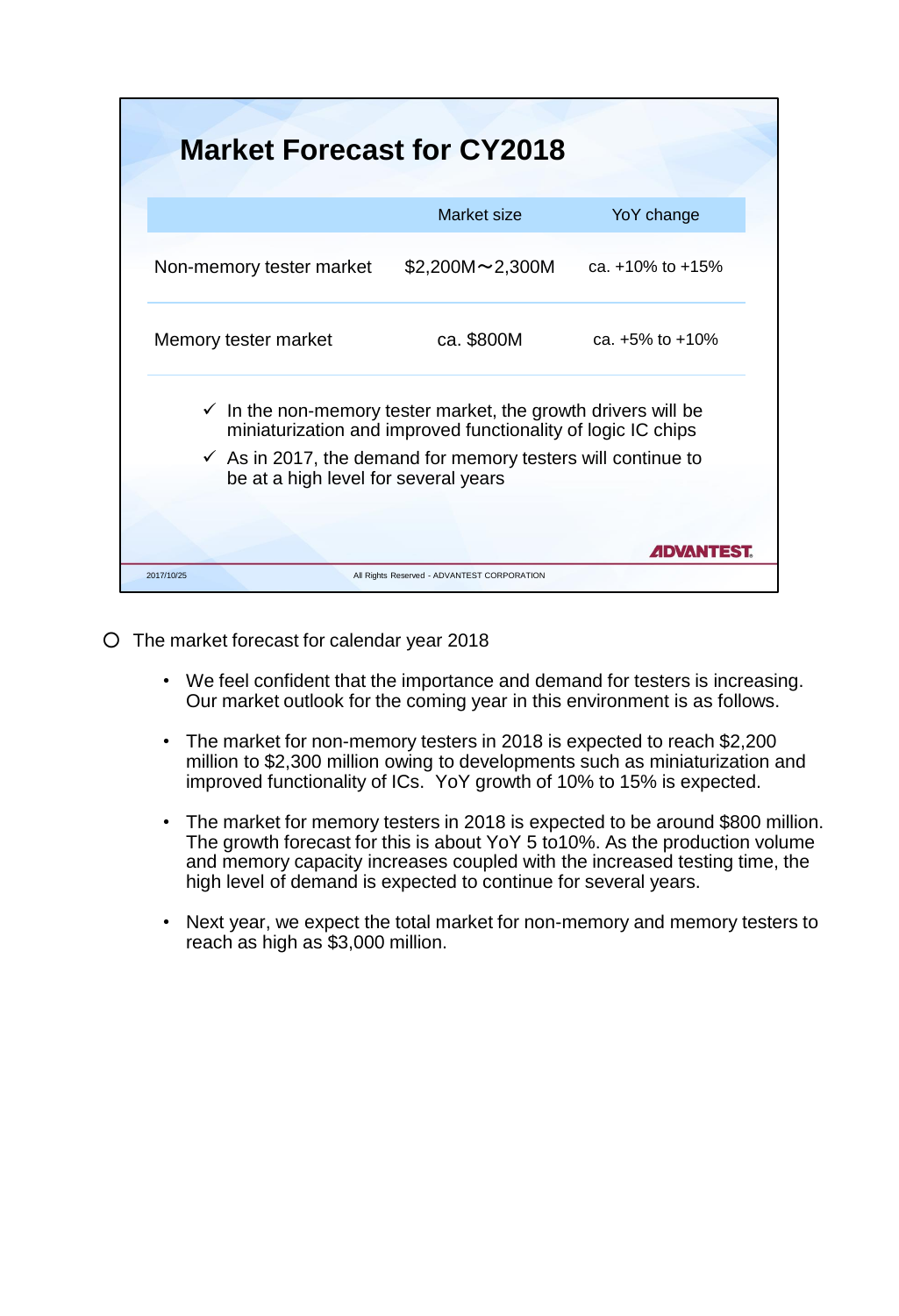## Market Forecast for CY2018

| | Market size | YoY change |
|---|---|---|
| Non-memory tester market | $2,200M～2,300M | ca. +10% to +15% |
| Memory tester market | ca. $800M | ca. +5% to +10% |

- ✓ In the non-memory tester market, the growth drivers will be miniaturization and improved functionality of logic IC chips
- ✓ As in 2017, the demand for memory testers will continue to be at a high level for several years

○ The market forecast for calendar year 2018

- We feel confident that the importance and demand for testers is increasing. Our market outlook for the coming year in this environment is as follows.
- The market for non-memory testers in 2018 is expected to reach $2,200 million to $2,300 million owing to developments such as miniaturization and improved functionality of ICs. YoY growth of 10% to 15% is expected.
- The market for memory testers in 2018 is expected to be around $800 million. The growth forecast for this is about YoY 5 to10%. As the production volume and memory capacity increases coupled with the increased testing time, the high level of demand is expected to continue for several years.
- Next year, we expect the total market for non-memory and memory testers to reach as high as $3,000 million.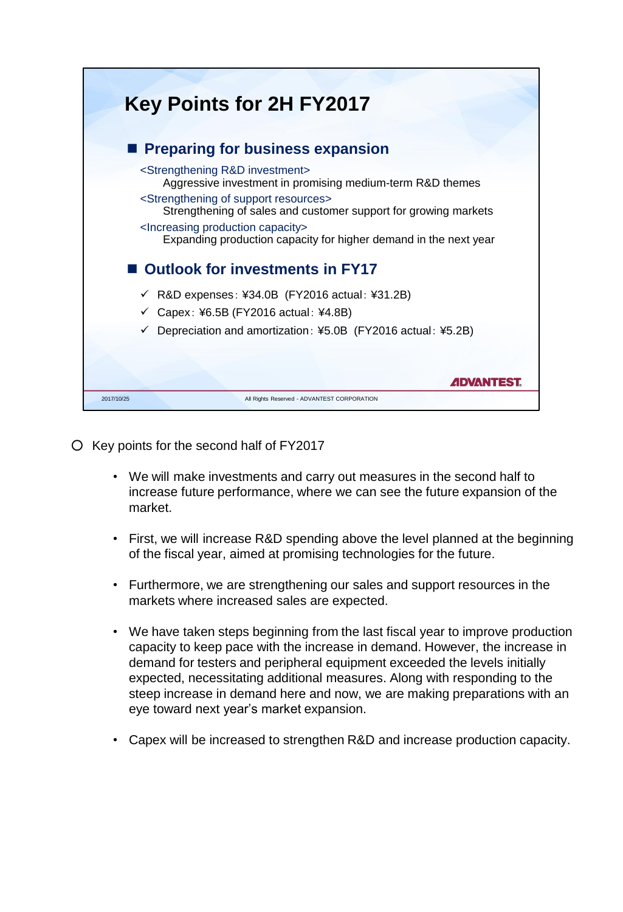# Key Points for 2H FY2017

## Preparing for business expansion

<Strengthening R&D investment>

Aggressive investment in promising medium-term R&D themes

<Strengthening of support resources>

Strengthening of sales and customer support for growing markets

<Increasing production capacity>

Expanding production capacity for higher demand in the next year

## Outlook for investments in FY17

- ✓ R&D expenses：¥34.0B (FY2016 actual：¥31.2B)
- ✓ Capex：¥6.5B (FY2016 actual：¥4.8B)
- ✓ Depreciation and amortization：¥5.0B (FY2016 actual：¥5.2B)

ADVANTEST

2017/10/25

All Rights Reserved - ADVANTEST CORPORATION

○ Key points for the second half of FY2017

- We will make investments and carry out measures in the second half to increase future performance, where we can see the future expansion of the market.
- First, we will increase R&D spending above the level planned at the beginning of the fiscal year, aimed at promising technologies for the future.
- Furthermore, we are strengthening our sales and support resources in the markets where increased sales are expected.
- We have taken steps beginning from the last fiscal year to improve production capacity to keep pace with the increase in demand. However, the increase in demand for testers and peripheral equipment exceeded the levels initially expected, necessitating additional measures. Along with responding to the steep increase in demand here and now, we are making preparations with an eye toward next year's market expansion.
- Capex will be increased to strengthen R&D and increase production capacity.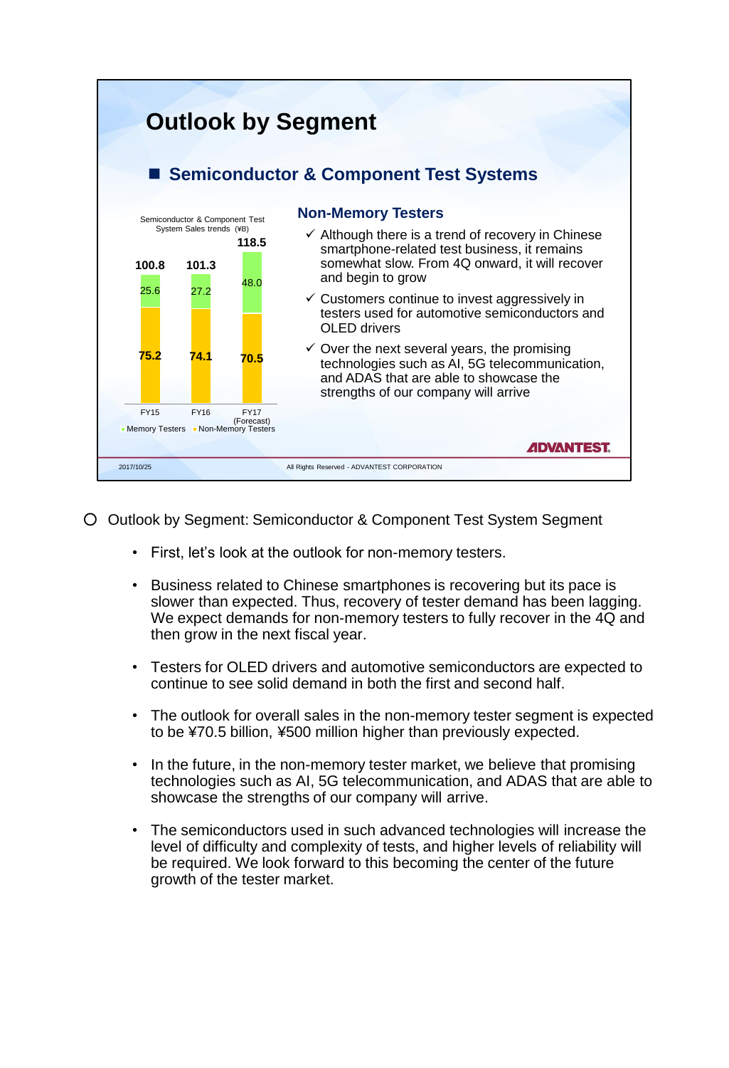# Outlook by Segment

## ■ Semiconductor & Component Test Systems

Semiconductor & Component Test System Sales trends (¥B)

| | FY15 | FY16 | FY17 (Forecast) |
|---|---|---|---|
| Memory Testers | 25.6 | 27.2 | 48.0 |
| Non-Memory Testers | 75.2 | 74.1 | 70.5 |
| Total | 100.8 | 101.3 | 118.5 |

### Non-Memory Testers

- ✓ Although there is a trend of recovery in Chinese smartphone-related test business, it remains somewhat slow. From 4Q onward, it will recover and begin to grow
- ✓ Customers continue to invest aggressively in testers used for automotive semiconductors and OLED drivers
- ✓ Over the next several years, the promising technologies such as AI, 5G telecommunication, and ADAS that are able to showcase the strengths of our company will arrive

ADVANTEST

2017/10/25 All Rights Reserved - ADVANTEST CORPORATION

○ Outlook by Segment: Semiconductor & Component Test System Segment

- First, let's look at the outlook for non-memory testers.
- Business related to Chinese smartphones is recovering but its pace is slower than expected. Thus, recovery of tester demand has been lagging. We expect demands for non-memory testers to fully recover in the 4Q and then grow in the next fiscal year.
- Testers for OLED drivers and automotive semiconductors are expected to continue to see solid demand in both the first and second half.
- The outlook for overall sales in the non-memory tester segment is expected to be ¥70.5 billion, ¥500 million higher than previously expected.
- In the future, in the non-memory tester market, we believe that promising technologies such as AI, 5G telecommunication, and ADAS that are able to showcase the strengths of our company will arrive.
- The semiconductors used in such advanced technologies will increase the level of difficulty and complexity of tests, and higher levels of reliability will be required. We look forward to this becoming the center of the future growth of the tester market.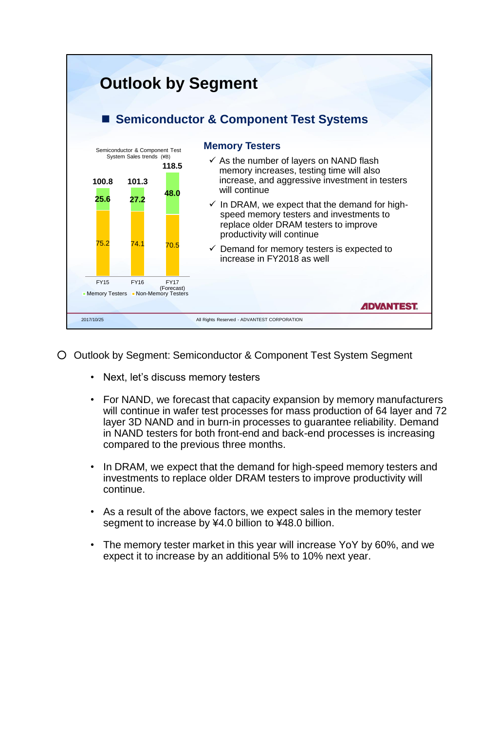# Outlook by Segment

## ■ Semiconductor & Component Test Systems

Semiconductor & Component Test System Sales trends (¥B)

| | FY15 | FY16 | FY17 (Forecast) |
|---|---|---|---|
| Memory Testers | 25.6 | 27.2 | 48.0 |
| Non-Memory Testers | 75.2 | 74.1 | 70.5 |
| Total | 100.8 | 101.3 | 118.5 |

### Memory Testers

- ✓ As the number of layers on NAND flash memory increases, testing time will also increase, and aggressive investment in testers will continue
- ✓ In DRAM, we expect that the demand for high-speed memory testers and investments to replace older DRAM testers to improve productivity will continue
- ✓ Demand for memory testers is expected to increase in FY2018 as well

ADVANTEST

2017/10/25 All Rights Reserved - ADVANTEST CORPORATION

○ Outlook by Segment: Semiconductor & Component Test System Segment

- Next, let's discuss memory testers
- For NAND, we forecast that capacity expansion by memory manufacturers will continue in wafer test processes for mass production of 64 layer and 72 layer 3D NAND and in burn-in processes to guarantee reliability. Demand in NAND testers for both front-end and back-end processes is increasing compared to the previous three months.
- In DRAM, we expect that the demand for high-speed memory testers and investments to replace older DRAM testers to improve productivity will continue.
- As a result of the above factors, we expect sales in the memory tester segment to increase by ¥4.0 billion to ¥48.0 billion.
- The memory tester market in this year will increase YoY by 60%, and we expect it to increase by an additional 5% to 10% next year.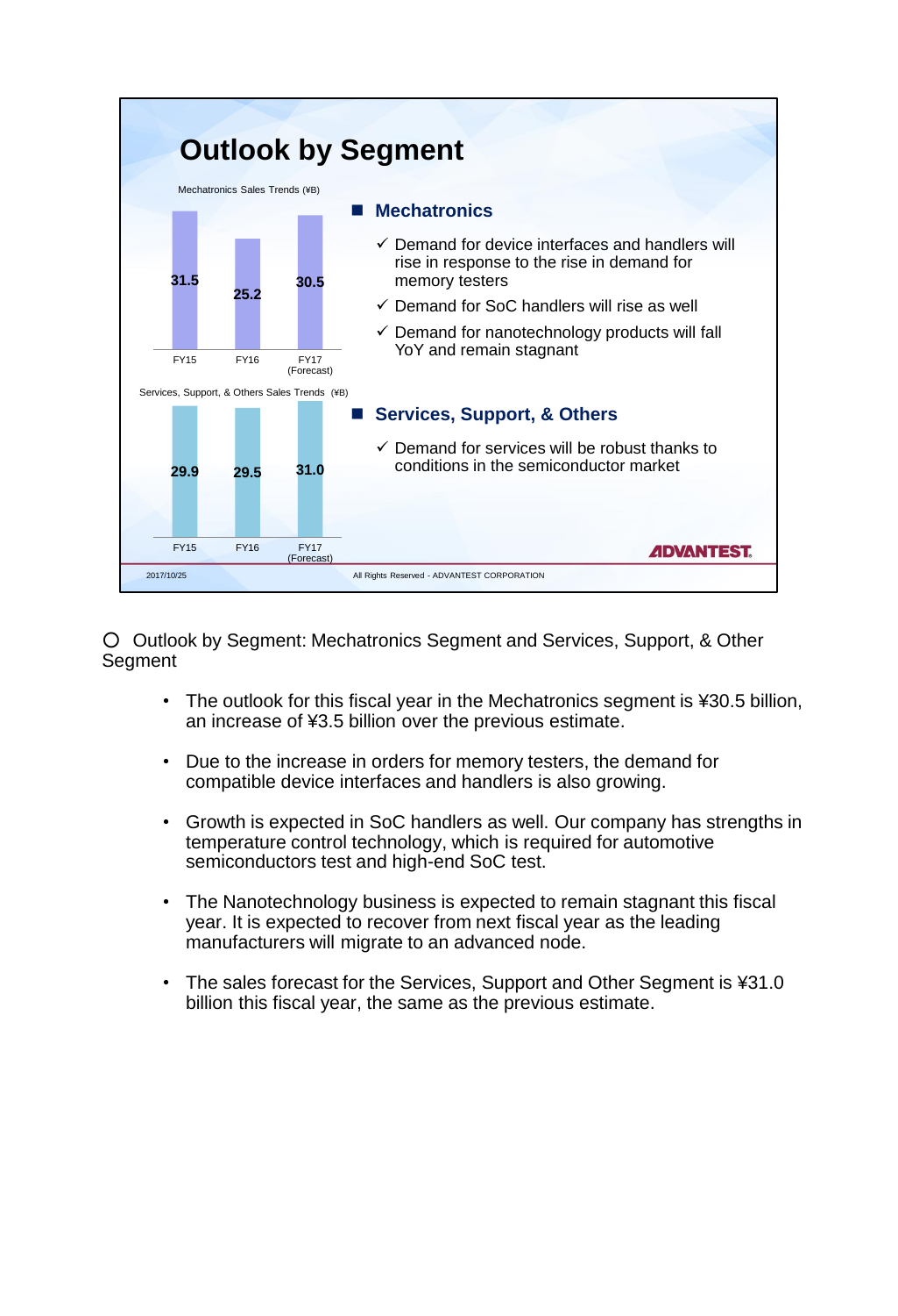# Outlook by Segment

Mechatronics Sales Trends (¥B)

| FY15 | FY16 | FY17 (Forecast) |
|---|---|---|
| 31.5 | 25.2 | 30.5 |

Services, Support, & Others Sales Trends (¥B)

| FY15 | FY16 | FY17 (Forecast) |
|---|---|---|
| 29.9 | 29.5 | 31.0 |

## Mechatronics

- ✓ Demand for device interfaces and handlers will rise in response to the rise in demand for memory testers
- ✓ Demand for SoC handlers will rise as well
- ✓ Demand for nanotechnology products will fall YoY and remain stagnant

## Services, Support, & Others

- ✓ Demand for services will be robust thanks to conditions in the semiconductor market

ADVANTEST

2017/10/25

All Rights Reserved - ADVANTEST CORPORATION

○ Outlook by Segment: Mechatronics Segment and Services, Support, & Other Segment

- The outlook for this fiscal year in the Mechatronics segment is ¥30.5 billion, an increase of ¥3.5 billion over the previous estimate.
- Due to the increase in orders for memory testers, the demand for compatible device interfaces and handlers is also growing.
- Growth is expected in SoC handlers as well. Our company has strengths in temperature control technology, which is required for automotive semiconductors test and high-end SoC test.
- The Nanotechnology business is expected to remain stagnant this fiscal year. It is expected to recover from next fiscal year as the leading manufacturers will migrate to an advanced node.
- The sales forecast for the Services, Support and Other Segment is ¥31.0 billion this fiscal year, the same as the previous estimate.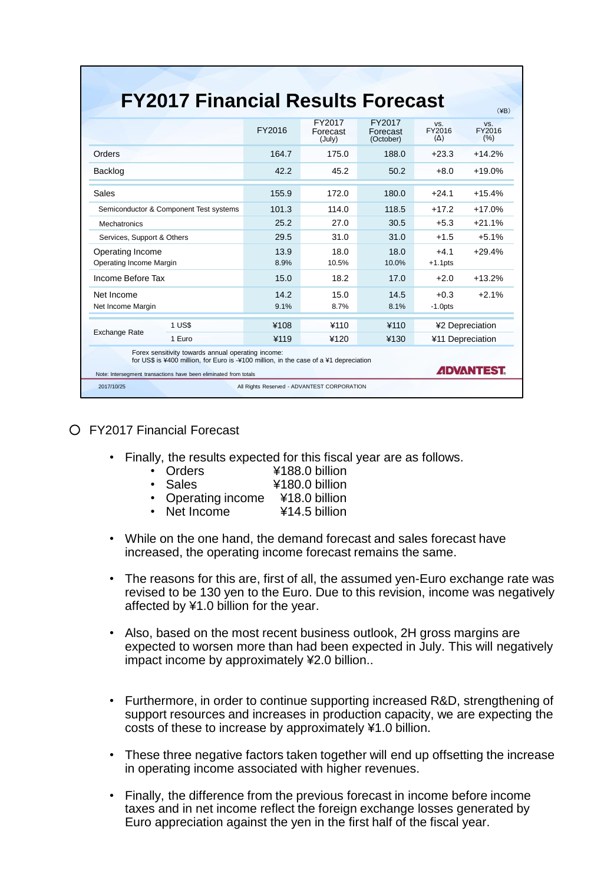## FY2017 Financial Results Forecast

(¥B)

| | FY2016 | FY2017 Forecast (July) | FY2017 Forecast (October) | vs. FY2016 (Δ) | vs. FY2016 (%) |
|---|---|---|---|---|---|
| Orders | 164.7 | 175.0 | 188.0 | +23.3 | +14.2% |
| Backlog | 42.2 | 45.2 | 50.2 | +8.0 | +19.0% |
| Sales | 155.9 | 172.0 | 180.0 | +24.1 | +15.4% |
| Semiconductor & Component Test systems | 101.3 | 114.0 | 118.5 | +17.2 | +17.0% |
| Mechatronics | 25.2 | 27.0 | 30.5 | +5.3 | +21.1% |
| Services, Support & Others | 29.5 | 31.0 | 31.0 | +1.5 | +5.1% |
| Operating Income | 13.9 | 18.0 | 18.0 | +4.1 | +29.4% |
| Operating Income Margin | 8.9% | 10.5% | 10.0% | +1.1pts | |
| Income Before Tax | 15.0 | 18.2 | 17.0 | +2.0 | +13.2% |
| Net Income | 14.2 | 15.0 | 14.5 | +0.3 | +2.1% |
| Net Income Margin | 9.1% | 8.7% | 8.1% | -1.0pts | |
| Exchange Rate 1 US$ | ¥108 | ¥110 | ¥110 | ¥2 Depreciation | |
| Exchange Rate 1 Euro | ¥119 | ¥120 | ¥130 | ¥11 Depreciation | |

Forex sensitivity towards annual operating income:
for US$ is ¥400 million, for Euro is -¥100 million, in the case of a ¥1 depreciation

Note: Intersegment transactions have been eliminated from totals

ADVANTEST

2017/10/25 All Rights Reserved - ADVANTEST CORPORATION

○ FY2017 Financial Forecast

- Finally, the results expected for this fiscal year are as follows.
  - Orders ¥188.0 billion
  - Sales ¥180.0 billion
  - Operating income ¥18.0 billion
  - Net Income ¥14.5 billion

- While on the one hand, the demand forecast and sales forecast have increased, the operating income forecast remains the same.

- The reasons for this are, first of all, the assumed yen-Euro exchange rate was revised to be 130 yen to the Euro. Due to this revision, income was negatively affected by ¥1.0 billion for the year.

- Also, based on the most recent business outlook, 2H gross margins are expected to worsen more than had been expected in July. This will negatively impact income by approximately ¥2.0 billion..

- Furthermore, in order to continue supporting increased R&D, strengthening of support resources and increases in production capacity, we are expecting the costs of these to increase by approximately ¥1.0 billion.

- These three negative factors taken together will end up offsetting the increase in operating income associated with higher revenues.

- Finally, the difference from the previous forecast in income before income taxes and in net income reflect the foreign exchange losses generated by Euro appreciation against the yen in the first half of the fiscal year.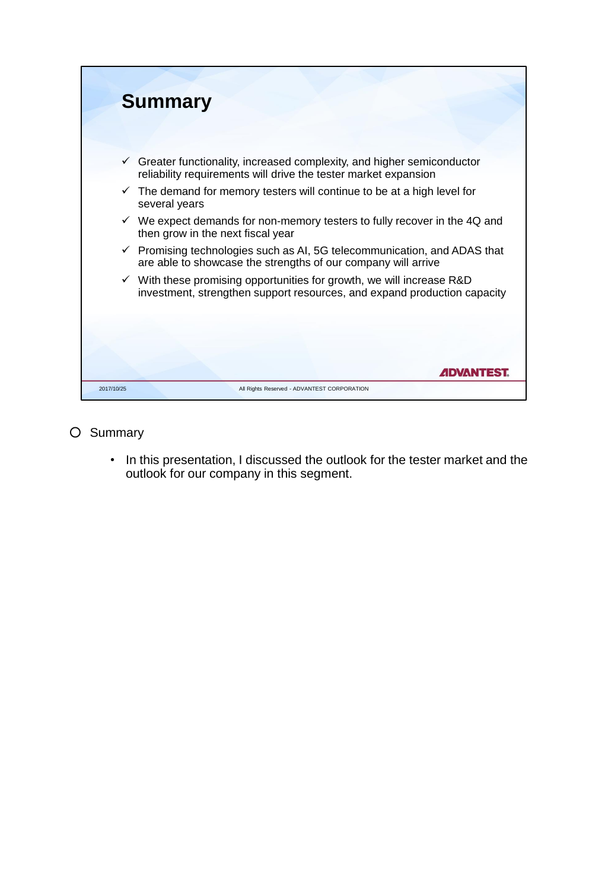# Summary

- ✓ Greater functionality, increased complexity, and higher semiconductor reliability requirements will drive the tester market expansion
- ✓ The demand for memory testers will continue to be at a high level for several years
- ✓ We expect demands for non-memory testers to fully recover in the 4Q and then grow in the next fiscal year
- ✓ Promising technologies such as AI, 5G telecommunication, and ADAS that are able to showcase the strengths of our company will arrive
- ✓ With these promising opportunities for growth, we will increase R&D investment, strengthen support resources, and expand production capacity

ADVANTEST

2017/10/25 All Rights Reserved - ADVANTEST CORPORATION

○ Summary

- In this presentation, I discussed the outlook for the tester market and the outlook for our company in this segment.